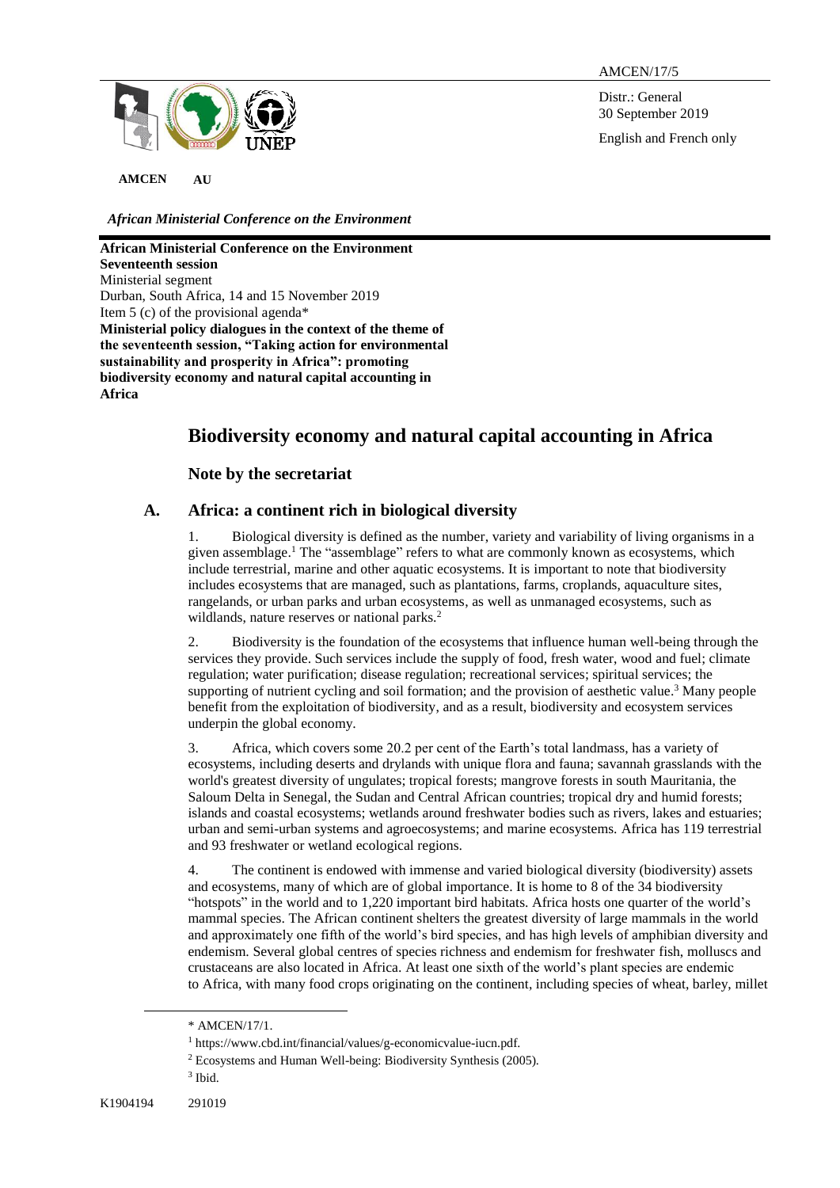AMCEN/17/5

Distr.: General
30 September 2019

English and French only

**AMCEN** **AU**

*African Ministerial Conference on the Environment*

**African Ministerial Conference on the Environment**
**Seventeenth session**
Ministerial segment
Durban, South Africa, 14 and 15 November 2019
Item 5 (c) of the provisional agenda*
**Ministerial policy dialogues in the context of the theme of the seventeenth session, "Taking action for environmental sustainability and prosperity in Africa": promoting biodiversity economy and natural capital accounting in Africa**

# Biodiversity economy and natural capital accounting in Africa

### Note by the secretariat

## A. Africa: a continent rich in biological diversity

1. Biological diversity is defined as the number, variety and variability of living organisms in a given assemblage.[1] The "assemblage" refers to what are commonly known as ecosystems, which include terrestrial, marine and other aquatic ecosystems. It is important to note that biodiversity includes ecosystems that are managed, such as plantations, farms, croplands, aquaculture sites, rangelands, or urban parks and urban ecosystems, as well as unmanaged ecosystems, such as wildlands, nature reserves or national parks.[2]

2. Biodiversity is the foundation of the ecosystems that influence human well-being through the services they provide. Such services include the supply of food, fresh water, wood and fuel; climate regulation; water purification; disease regulation; recreational services; spiritual services; the supporting of nutrient cycling and soil formation; and the provision of aesthetic value.[3] Many people benefit from the exploitation of biodiversity, and as a result, biodiversity and ecosystem services underpin the global economy.

3. Africa, which covers some 20.2 per cent of the Earth's total landmass, has a variety of ecosystems, including deserts and drylands with unique flora and fauna; savannah grasslands with the world's greatest diversity of ungulates; tropical forests; mangrove forests in south Mauritania, the Saloum Delta in Senegal, the Sudan and Central African countries; tropical dry and humid forests; islands and coastal ecosystems; wetlands around freshwater bodies such as rivers, lakes and estuaries; urban and semi-urban systems and agroecosystems; and marine ecosystems. Africa has 119 terrestrial and 93 freshwater or wetland ecological regions.

4. The continent is endowed with immense and varied biological diversity (biodiversity) assets and ecosystems, many of which are of global importance. It is home to 8 of the 34 biodiversity "hotspots" in the world and to 1,220 important bird habitats. Africa hosts one quarter of the world's mammal species. The African continent shelters the greatest diversity of large mammals in the world and approximately one fifth of the world's bird species, and has high levels of amphibian diversity and endemism. Several global centres of species richness and endemism for freshwater fish, molluscs and crustaceans are also located in Africa. At least one sixth of the world's plant species are endemic to Africa, with many food crops originating on the continent, including species of wheat, barley, millet

---

\* AMCEN/17/1.

[1] https://www.cbd.int/financial/values/g-economicvalue-iucn.pdf.

[2] Ecosystems and Human Well-being: Biodiversity Synthesis (2005).

[3] Ibid.

K1904194 291019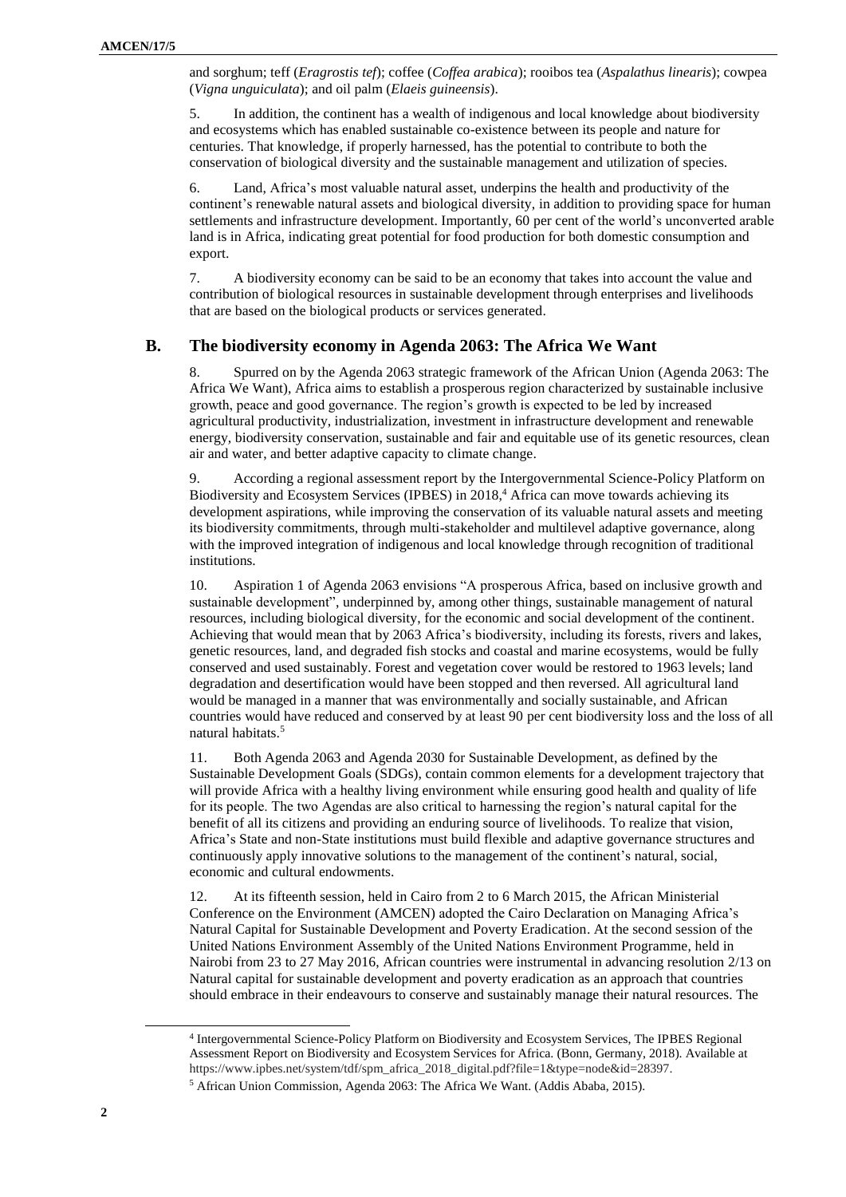and sorghum; teff (*Eragrostis tef*); coffee (*Coffea arabica*); rooibos tea (*Aspalathus linearis*); cowpea (*Vigna unguiculata*); and oil palm (*Elaeis guineensis*).

5. In addition, the continent has a wealth of indigenous and local knowledge about biodiversity and ecosystems which has enabled sustainable co-existence between its people and nature for centuries. That knowledge, if properly harnessed, has the potential to contribute to both the conservation of biological diversity and the sustainable management and utilization of species.

6. Land, Africa's most valuable natural asset, underpins the health and productivity of the continent's renewable natural assets and biological diversity, in addition to providing space for human settlements and infrastructure development. Importantly, 60 per cent of the world's unconverted arable land is in Africa, indicating great potential for food production for both domestic consumption and export.

7. A biodiversity economy can be said to be an economy that takes into account the value and contribution of biological resources in sustainable development through enterprises and livelihoods that are based on the biological products or services generated.

## B. The biodiversity economy in Agenda 2063: The Africa We Want

8. Spurred on by the Agenda 2063 strategic framework of the African Union (Agenda 2063: The Africa We Want), Africa aims to establish a prosperous region characterized by sustainable inclusive growth, peace and good governance. The region's growth is expected to be led by increased agricultural productivity, industrialization, investment in infrastructure development and renewable energy, biodiversity conservation, sustainable and fair and equitable use of its genetic resources, clean air and water, and better adaptive capacity to climate change.

9. According a regional assessment report by the Intergovernmental Science-Policy Platform on Biodiversity and Ecosystem Services (IPBES) in 2018,[4] Africa can move towards achieving its development aspirations, while improving the conservation of its valuable natural assets and meeting its biodiversity commitments, through multi-stakeholder and multilevel adaptive governance, along with the improved integration of indigenous and local knowledge through recognition of traditional institutions.

10. Aspiration 1 of Agenda 2063 envisions "A prosperous Africa, based on inclusive growth and sustainable development", underpinned by, among other things, sustainable management of natural resources, including biological diversity, for the economic and social development of the continent. Achieving that would mean that by 2063 Africa's biodiversity, including its forests, rivers and lakes, genetic resources, land, and degraded fish stocks and coastal and marine ecosystems, would be fully conserved and used sustainably. Forest and vegetation cover would be restored to 1963 levels; land degradation and desertification would have been stopped and then reversed. All agricultural land would be managed in a manner that was environmentally and socially sustainable, and African countries would have reduced and conserved by at least 90 per cent biodiversity loss and the loss of all natural habitats.[5]

11. Both Agenda 2063 and Agenda 2030 for Sustainable Development, as defined by the Sustainable Development Goals (SDGs), contain common elements for a development trajectory that will provide Africa with a healthy living environment while ensuring good health and quality of life for its people. The two Agendas are also critical to harnessing the region's natural capital for the benefit of all its citizens and providing an enduring source of livelihoods. To realize that vision, Africa's State and non-State institutions must build flexible and adaptive governance structures and continuously apply innovative solutions to the management of the continent's natural, social, economic and cultural endowments.

12. At its fifteenth session, held in Cairo from 2 to 6 March 2015, the African Ministerial Conference on the Environment (AMCEN) adopted the Cairo Declaration on Managing Africa's Natural Capital for Sustainable Development and Poverty Eradication. At the second session of the United Nations Environment Assembly of the United Nations Environment Programme, held in Nairobi from 23 to 27 May 2016, African countries were instrumental in advancing resolution 2/13 on Natural capital for sustainable development and poverty eradication as an approach that countries should embrace in their endeavours to conserve and sustainably manage their natural resources. The

---

[4] Intergovernmental Science-Policy Platform on Biodiversity and Ecosystem Services, The IPBES Regional Assessment Report on Biodiversity and Ecosystem Services for Africa. (Bonn, Germany, 2018). Available at https://www.ipbes.net/system/tdf/spm_africa_2018_digital.pdf?file=1&type=node&id=28397.

[5] African Union Commission, Agenda 2063: The Africa We Want. (Addis Ababa, 2015).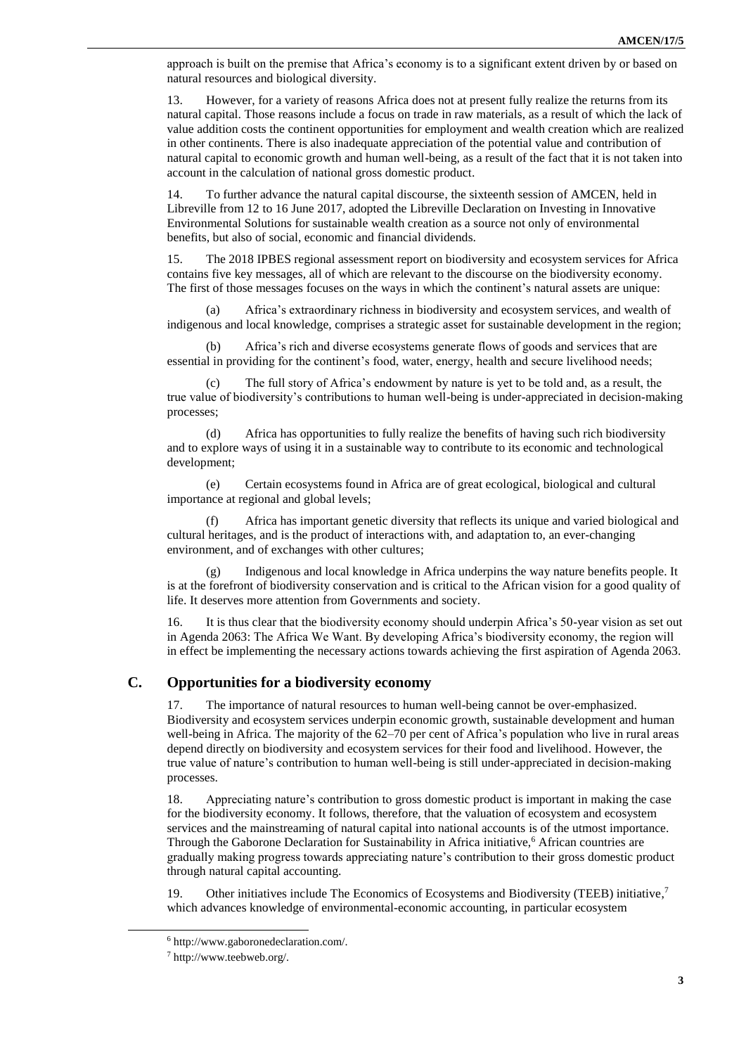approach is built on the premise that Africa's economy is to a significant extent driven by or based on natural resources and biological diversity.

13. However, for a variety of reasons Africa does not at present fully realize the returns from its natural capital. Those reasons include a focus on trade in raw materials, as a result of which the lack of value addition costs the continent opportunities for employment and wealth creation which are realized in other continents. There is also inadequate appreciation of the potential value and contribution of natural capital to economic growth and human well-being, as a result of the fact that it is not taken into account in the calculation of national gross domestic product.

14. To further advance the natural capital discourse, the sixteenth session of AMCEN, held in Libreville from 12 to 16 June 2017, adopted the Libreville Declaration on Investing in Innovative Environmental Solutions for sustainable wealth creation as a source not only of environmental benefits, but also of social, economic and financial dividends.

15. The 2018 IPBES regional assessment report on biodiversity and ecosystem services for Africa contains five key messages, all of which are relevant to the discourse on the biodiversity economy. The first of those messages focuses on the ways in which the continent's natural assets are unique:

(a) Africa's extraordinary richness in biodiversity and ecosystem services, and wealth of indigenous and local knowledge, comprises a strategic asset for sustainable development in the region;

(b) Africa's rich and diverse ecosystems generate flows of goods and services that are essential in providing for the continent's food, water, energy, health and secure livelihood needs;

(c) The full story of Africa's endowment by nature is yet to be told and, as a result, the true value of biodiversity's contributions to human well-being is under-appreciated in decision-making processes;

(d) Africa has opportunities to fully realize the benefits of having such rich biodiversity and to explore ways of using it in a sustainable way to contribute to its economic and technological development;

(e) Certain ecosystems found in Africa are of great ecological, biological and cultural importance at regional and global levels;

(f) Africa has important genetic diversity that reflects its unique and varied biological and cultural heritages, and is the product of interactions with, and adaptation to, an ever-changing environment, and of exchanges with other cultures;

(g) Indigenous and local knowledge in Africa underpins the way nature benefits people. It is at the forefront of biodiversity conservation and is critical to the African vision for a good quality of life. It deserves more attention from Governments and society.

16. It is thus clear that the biodiversity economy should underpin Africa's 50-year vision as set out in Agenda 2063: The Africa We Want. By developing Africa's biodiversity economy, the region will in effect be implementing the necessary actions towards achieving the first aspiration of Agenda 2063.

## C. Opportunities for a biodiversity economy

17. The importance of natural resources to human well-being cannot be over-emphasized. Biodiversity and ecosystem services underpin economic growth, sustainable development and human well-being in Africa. The majority of the 62–70 per cent of Africa's population who live in rural areas depend directly on biodiversity and ecosystem services for their food and livelihood. However, the true value of nature's contribution to human well-being is still under-appreciated in decision-making processes.

18. Appreciating nature's contribution to gross domestic product is important in making the case for the biodiversity economy. It follows, therefore, that the valuation of ecosystem and ecosystem services and the mainstreaming of natural capital into national accounts is of the utmost importance. Through the Gaborone Declaration for Sustainability in Africa initiative,[6] African countries are gradually making progress towards appreciating nature's contribution to their gross domestic product through natural capital accounting.

19. Other initiatives include The Economics of Ecosystems and Biodiversity (TEEB) initiative,[7] which advances knowledge of environmental-economic accounting, in particular ecosystem

[6] http://www.gaboronedeclaration.com/.

[7] http://www.teebweb.org/.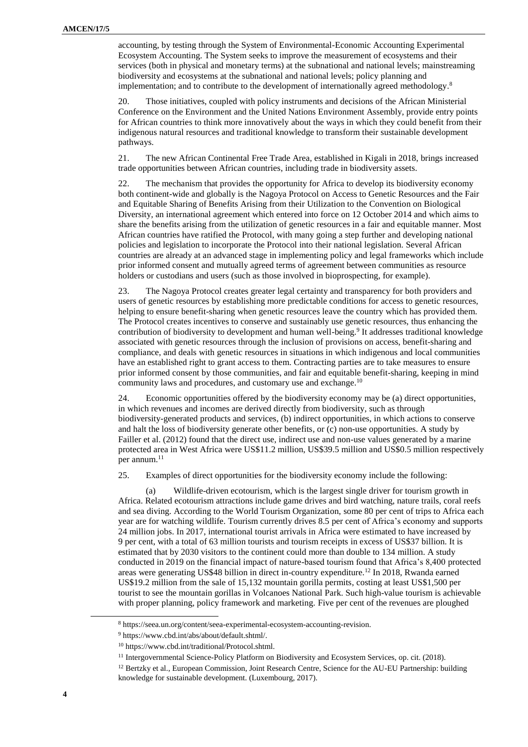accounting, by testing through the System of Environmental-Economic Accounting Experimental Ecosystem Accounting. The System seeks to improve the measurement of ecosystems and their services (both in physical and monetary terms) at the subnational and national levels; mainstreaming biodiversity and ecosystems at the subnational and national levels; policy planning and implementation; and to contribute to the development of internationally agreed methodology.[8]

20. Those initiatives, coupled with policy instruments and decisions of the African Ministerial Conference on the Environment and the United Nations Environment Assembly, provide entry points for African countries to think more innovatively about the ways in which they could benefit from their indigenous natural resources and traditional knowledge to transform their sustainable development pathways.

21. The new African Continental Free Trade Area, established in Kigali in 2018, brings increased trade opportunities between African countries, including trade in biodiversity assets.

22. The mechanism that provides the opportunity for Africa to develop its biodiversity economy both continent-wide and globally is the Nagoya Protocol on Access to Genetic Resources and the Fair and Equitable Sharing of Benefits Arising from their Utilization to the Convention on Biological Diversity, an international agreement which entered into force on 12 October 2014 and which aims to share the benefits arising from the utilization of genetic resources in a fair and equitable manner. Most African countries have ratified the Protocol, with many going a step further and developing national policies and legislation to incorporate the Protocol into their national legislation. Several African countries are already at an advanced stage in implementing policy and legal frameworks which include prior informed consent and mutually agreed terms of agreement between communities as resource holders or custodians and users (such as those involved in bioprospecting, for example).

23. The Nagoya Protocol creates greater legal certainty and transparency for both providers and users of genetic resources by establishing more predictable conditions for access to genetic resources, helping to ensure benefit-sharing when genetic resources leave the country which has provided them. The Protocol creates incentives to conserve and sustainably use genetic resources, thus enhancing the contribution of biodiversity to development and human well-being.[9] It addresses traditional knowledge associated with genetic resources through the inclusion of provisions on access, benefit-sharing and compliance, and deals with genetic resources in situations in which indigenous and local communities have an established right to grant access to them. Contracting parties are to take measures to ensure prior informed consent by those communities, and fair and equitable benefit-sharing, keeping in mind community laws and procedures, and customary use and exchange.[10]

24. Economic opportunities offered by the biodiversity economy may be (a) direct opportunities, in which revenues and incomes are derived directly from biodiversity, such as through biodiversity-generated products and services, (b) indirect opportunities, in which actions to conserve and halt the loss of biodiversity generate other benefits, or (c) non-use opportunities. A study by Failler et al. (2012) found that the direct use, indirect use and non-use values generated by a marine protected area in West Africa were US$11.2 million, US$39.5 million and US$0.5 million respectively per annum.[11]

25. Examples of direct opportunities for the biodiversity economy include the following:

(a) Wildlife-driven ecotourism, which is the largest single driver for tourism growth in Africa. Related ecotourism attractions include game drives and bird watching, nature trails, coral reefs and sea diving. According to the World Tourism Organization, some 80 per cent of trips to Africa each year are for watching wildlife. Tourism currently drives 8.5 per cent of Africa's economy and supports 24 million jobs. In 2017, international tourist arrivals in Africa were estimated to have increased by 9 per cent, with a total of 63 million tourists and tourism receipts in excess of US$37 billion. It is estimated that by 2030 visitors to the continent could more than double to 134 million. A study conducted in 2019 on the financial impact of nature-based tourism found that Africa's 8,400 protected areas were generating US$48 billion in direct in-country expenditure.[12] In 2018, Rwanda earned US$19.2 million from the sale of 15,132 mountain gorilla permits, costing at least US$1,500 per tourist to see the mountain gorillas in Volcanoes National Park. Such high-value tourism is achievable with proper planning, policy framework and marketing. Five per cent of the revenues are ploughed

---

[8] https://seea.un.org/content/seea-experimental-ecosystem-accounting-revision.

[9] https://www.cbd.int/abs/about/default.shtml/.

[10] https://www.cbd.int/traditional/Protocol.shtml.

[11] Intergovernmental Science-Policy Platform on Biodiversity and Ecosystem Services, op. cit. (2018).

[12] Bertzky et al., European Commission, Joint Research Centre, Science for the AU-EU Partnership: building knowledge for sustainable development. (Luxembourg, 2017).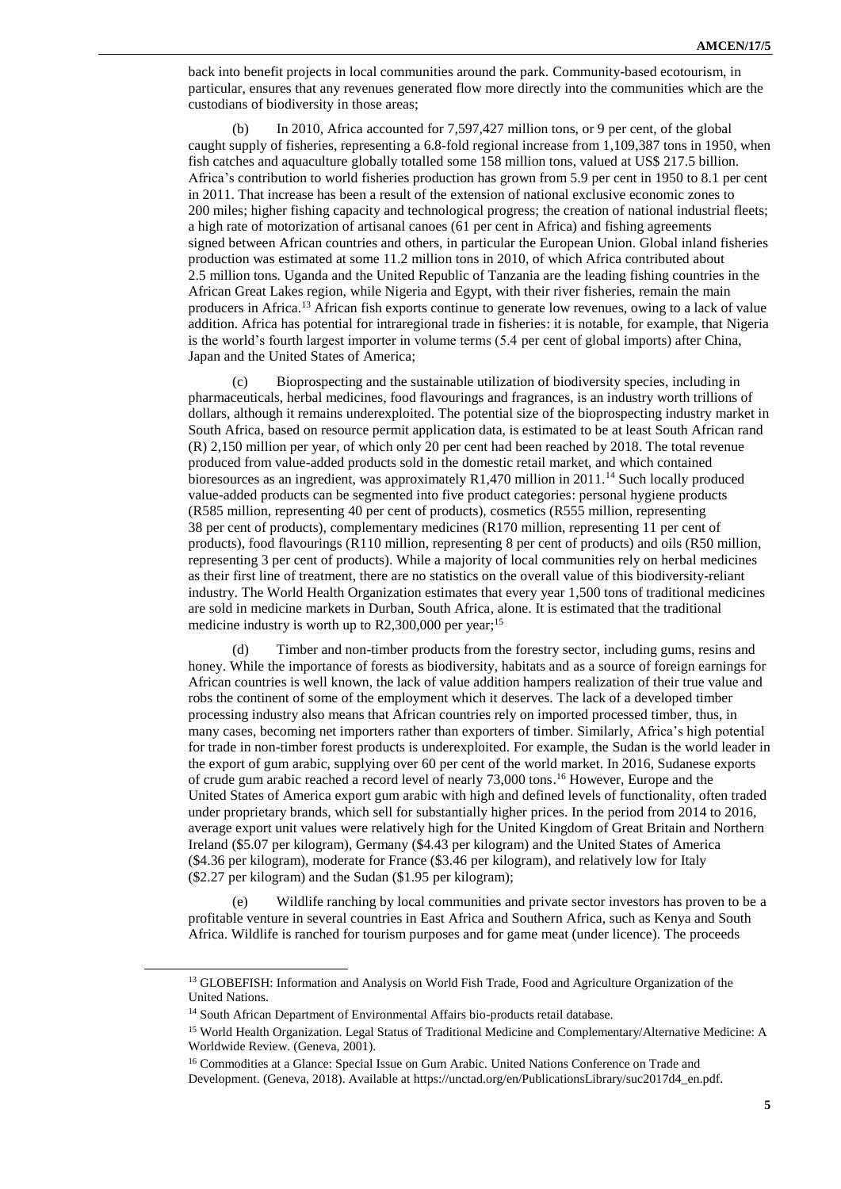back into benefit projects in local communities around the park. Community-based ecotourism, in particular, ensures that any revenues generated flow more directly into the communities which are the custodians of biodiversity in those areas;

(b) In 2010, Africa accounted for 7,597,427 million tons, or 9 per cent, of the global caught supply of fisheries, representing a 6.8-fold regional increase from 1,109,387 tons in 1950, when fish catches and aquaculture globally totalled some 158 million tons, valued at US$ 217.5 billion. Africa's contribution to world fisheries production has grown from 5.9 per cent in 1950 to 8.1 per cent in 2011. That increase has been a result of the extension of national exclusive economic zones to 200 miles; higher fishing capacity and technological progress; the creation of national industrial fleets; a high rate of motorization of artisanal canoes (61 per cent in Africa) and fishing agreements signed between African countries and others, in particular the European Union. Global inland fisheries production was estimated at some 11.2 million tons in 2010, of which Africa contributed about 2.5 million tons. Uganda and the United Republic of Tanzania are the leading fishing countries in the African Great Lakes region, while Nigeria and Egypt, with their river fisheries, remain the main producers in Africa.[13] African fish exports continue to generate low revenues, owing to a lack of value addition. Africa has potential for intraregional trade in fisheries: it is notable, for example, that Nigeria is the world's fourth largest importer in volume terms (5.4 per cent of global imports) after China, Japan and the United States of America;

(c) Bioprospecting and the sustainable utilization of biodiversity species, including in pharmaceuticals, herbal medicines, food flavourings and fragrances, is an industry worth trillions of dollars, although it remains underexploited. The potential size of the bioprospecting industry market in South Africa, based on resource permit application data, is estimated to be at least South African rand (R) 2,150 million per year, of which only 20 per cent had been reached by 2018. The total revenue produced from value-added products sold in the domestic retail market, and which contained bioresources as an ingredient, was approximately R1,470 million in 2011.[14] Such locally produced value-added products can be segmented into five product categories: personal hygiene products (R585 million, representing 40 per cent of products), cosmetics (R555 million, representing 38 per cent of products), complementary medicines (R170 million, representing 11 per cent of products), food flavourings (R110 million, representing 8 per cent of products) and oils (R50 million, representing 3 per cent of products). While a majority of local communities rely on herbal medicines as their first line of treatment, there are no statistics on the overall value of this biodiversity-reliant industry. The World Health Organization estimates that every year 1,500 tons of traditional medicines are sold in medicine markets in Durban, South Africa, alone. It is estimated that the traditional medicine industry is worth up to R2,300,000 per year;[15]

(d) Timber and non-timber products from the forestry sector, including gums, resins and honey. While the importance of forests as biodiversity, habitats and as a source of foreign earnings for African countries is well known, the lack of value addition hampers realization of their true value and robs the continent of some of the employment which it deserves. The lack of a developed timber processing industry also means that African countries rely on imported processed timber, thus, in many cases, becoming net importers rather than exporters of timber. Similarly, Africa's high potential for trade in non-timber forest products is underexploited. For example, the Sudan is the world leader in the export of gum arabic, supplying over 60 per cent of the world market. In 2016, Sudanese exports of crude gum arabic reached a record level of nearly 73,000 tons.[16] However, Europe and the United States of America export gum arabic with high and defined levels of functionality, often traded under proprietary brands, which sell for substantially higher prices. In the period from 2014 to 2016, average export unit values were relatively high for the United Kingdom of Great Britain and Northern Ireland ($5.07 per kilogram), Germany ($4.43 per kilogram) and the United States of America ($4.36 per kilogram), moderate for France ($3.46 per kilogram), and relatively low for Italy ($2.27 per kilogram) and the Sudan ($1.95 per kilogram);

(e) Wildlife ranching by local communities and private sector investors has proven to be a profitable venture in several countries in East Africa and Southern Africa, such as Kenya and South Africa. Wildlife is ranched for tourism purposes and for game meat (under licence). The proceeds

---

[13] GLOBEFISH: Information and Analysis on World Fish Trade, Food and Agriculture Organization of the United Nations.

[14] South African Department of Environmental Affairs bio-products retail database.

[15] World Health Organization. Legal Status of Traditional Medicine and Complementary/Alternative Medicine: A Worldwide Review. (Geneva, 2001).

[16] Commodities at a Glance: Special Issue on Gum Arabic. United Nations Conference on Trade and Development. (Geneva, 2018). Available at https://unctad.org/en/PublicationsLibrary/suc2017d4_en.pdf.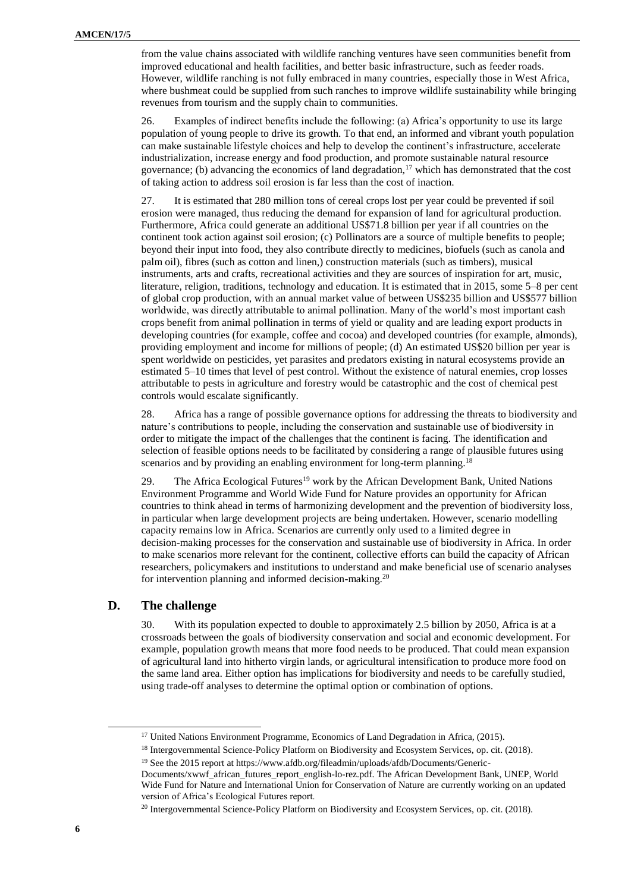from the value chains associated with wildlife ranching ventures have seen communities benefit from improved educational and health facilities, and better basic infrastructure, such as feeder roads. However, wildlife ranching is not fully embraced in many countries, especially those in West Africa, where bushmeat could be supplied from such ranches to improve wildlife sustainability while bringing revenues from tourism and the supply chain to communities.

26. Examples of indirect benefits include the following: (a) Africa's opportunity to use its large population of young people to drive its growth. To that end, an informed and vibrant youth population can make sustainable lifestyle choices and help to develop the continent's infrastructure, accelerate industrialization, increase energy and food production, and promote sustainable natural resource governance; (b) advancing the economics of land degradation,[17] which has demonstrated that the cost of taking action to address soil erosion is far less than the cost of inaction.

27. It is estimated that 280 million tons of cereal crops lost per year could be prevented if soil erosion were managed, thus reducing the demand for expansion of land for agricultural production. Furthermore, Africa could generate an additional US$71.8 billion per year if all countries on the continent took action against soil erosion; (c) Pollinators are a source of multiple benefits to people; beyond their input into food, they also contribute directly to medicines, biofuels (such as canola and palm oil), fibres (such as cotton and linen,) construction materials (such as timbers), musical instruments, arts and crafts, recreational activities and they are sources of inspiration for art, music, literature, religion, traditions, technology and education. It is estimated that in 2015, some 5–8 per cent of global crop production, with an annual market value of between US$235 billion and US$577 billion worldwide, was directly attributable to animal pollination. Many of the world's most important cash crops benefit from animal pollination in terms of yield or quality and are leading export products in developing countries (for example, coffee and cocoa) and developed countries (for example, almonds), providing employment and income for millions of people; (d) An estimated US$20 billion per year is spent worldwide on pesticides, yet parasites and predators existing in natural ecosystems provide an estimated 5–10 times that level of pest control. Without the existence of natural enemies, crop losses attributable to pests in agriculture and forestry would be catastrophic and the cost of chemical pest controls would escalate significantly.

28. Africa has a range of possible governance options for addressing the threats to biodiversity and nature's contributions to people, including the conservation and sustainable use of biodiversity in order to mitigate the impact of the challenges that the continent is facing. The identification and selection of feasible options needs to be facilitated by considering a range of plausible futures using scenarios and by providing an enabling environment for long-term planning.[18]

29. The Africa Ecological Futures[19] work by the African Development Bank, United Nations Environment Programme and World Wide Fund for Nature provides an opportunity for African countries to think ahead in terms of harmonizing development and the prevention of biodiversity loss, in particular when large development projects are being undertaken. However, scenario modelling capacity remains low in Africa. Scenarios are currently only used to a limited degree in decision-making processes for the conservation and sustainable use of biodiversity in Africa. In order to make scenarios more relevant for the continent, collective efforts can build the capacity of African researchers, policymakers and institutions to understand and make beneficial use of scenario analyses for intervention planning and informed decision-making.[20]

## D. The challenge

30. With its population expected to double to approximately 2.5 billion by 2050, Africa is at a crossroads between the goals of biodiversity conservation and social and economic development. For example, population growth means that more food needs to be produced. That could mean expansion of agricultural land into hitherto virgin lands, or agricultural intensification to produce more food on the same land area. Either option has implications for biodiversity and needs to be carefully studied, using trade-off analyses to determine the optimal option or combination of options.

---

[17] United Nations Environment Programme, Economics of Land Degradation in Africa, (2015).

[18] Intergovernmental Science-Policy Platform on Biodiversity and Ecosystem Services, op. cit. (2018).

[19] See the 2015 report at https://www.afdb.org/fileadmin/uploads/afdb/Documents/Generic-Documents/xwwf_african_futures_report_english-lo-rez.pdf. The African Development Bank, UNEP, World Wide Fund for Nature and International Union for Conservation of Nature are currently working on an updated version of Africa's Ecological Futures report.

[20] Intergovernmental Science-Policy Platform on Biodiversity and Ecosystem Services, op. cit. (2018).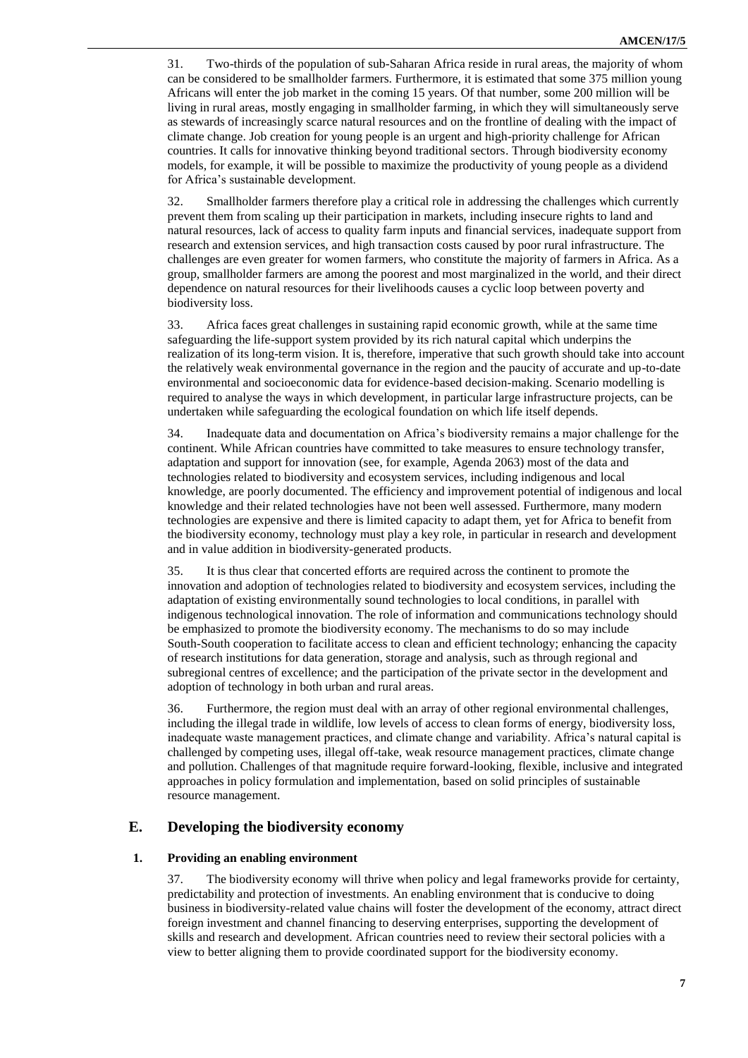31. Two-thirds of the population of sub-Saharan Africa reside in rural areas, the majority of whom can be considered to be smallholder farmers. Furthermore, it is estimated that some 375 million young Africans will enter the job market in the coming 15 years. Of that number, some 200 million will be living in rural areas, mostly engaging in smallholder farming, in which they will simultaneously serve as stewards of increasingly scarce natural resources and on the frontline of dealing with the impact of climate change. Job creation for young people is an urgent and high-priority challenge for African countries. It calls for innovative thinking beyond traditional sectors. Through biodiversity economy models, for example, it will be possible to maximize the productivity of young people as a dividend for Africa's sustainable development.

32. Smallholder farmers therefore play a critical role in addressing the challenges which currently prevent them from scaling up their participation in markets, including insecure rights to land and natural resources, lack of access to quality farm inputs and financial services, inadequate support from research and extension services, and high transaction costs caused by poor rural infrastructure. The challenges are even greater for women farmers, who constitute the majority of farmers in Africa. As a group, smallholder farmers are among the poorest and most marginalized in the world, and their direct dependence on natural resources for their livelihoods causes a cyclic loop between poverty and biodiversity loss.

33. Africa faces great challenges in sustaining rapid economic growth, while at the same time safeguarding the life-support system provided by its rich natural capital which underpins the realization of its long-term vision. It is, therefore, imperative that such growth should take into account the relatively weak environmental governance in the region and the paucity of accurate and up-to-date environmental and socioeconomic data for evidence-based decision-making. Scenario modelling is required to analyse the ways in which development, in particular large infrastructure projects, can be undertaken while safeguarding the ecological foundation on which life itself depends.

34. Inadequate data and documentation on Africa's biodiversity remains a major challenge for the continent. While African countries have committed to take measures to ensure technology transfer, adaptation and support for innovation (see, for example, Agenda 2063) most of the data and technologies related to biodiversity and ecosystem services, including indigenous and local knowledge, are poorly documented. The efficiency and improvement potential of indigenous and local knowledge and their related technologies have not been well assessed. Furthermore, many modern technologies are expensive and there is limited capacity to adapt them, yet for Africa to benefit from the biodiversity economy, technology must play a key role, in particular in research and development and in value addition in biodiversity-generated products.

35. It is thus clear that concerted efforts are required across the continent to promote the innovation and adoption of technologies related to biodiversity and ecosystem services, including the adaptation of existing environmentally sound technologies to local conditions, in parallel with indigenous technological innovation. The role of information and communications technology should be emphasized to promote the biodiversity economy. The mechanisms to do so may include South-South cooperation to facilitate access to clean and efficient technology; enhancing the capacity of research institutions for data generation, storage and analysis, such as through regional and subregional centres of excellence; and the participation of the private sector in the development and adoption of technology in both urban and rural areas.

36. Furthermore, the region must deal with an array of other regional environmental challenges, including the illegal trade in wildlife, low levels of access to clean forms of energy, biodiversity loss, inadequate waste management practices, and climate change and variability. Africa's natural capital is challenged by competing uses, illegal off-take, weak resource management practices, climate change and pollution. Challenges of that magnitude require forward-looking, flexible, inclusive and integrated approaches in policy formulation and implementation, based on solid principles of sustainable resource management.

## E. Developing the biodiversity economy

### 1. Providing an enabling environment

37. The biodiversity economy will thrive when policy and legal frameworks provide for certainty, predictability and protection of investments. An enabling environment that is conducive to doing business in biodiversity-related value chains will foster the development of the economy, attract direct foreign investment and channel financing to deserving enterprises, supporting the development of skills and research and development. African countries need to review their sectoral policies with a view to better aligning them to provide coordinated support for the biodiversity economy.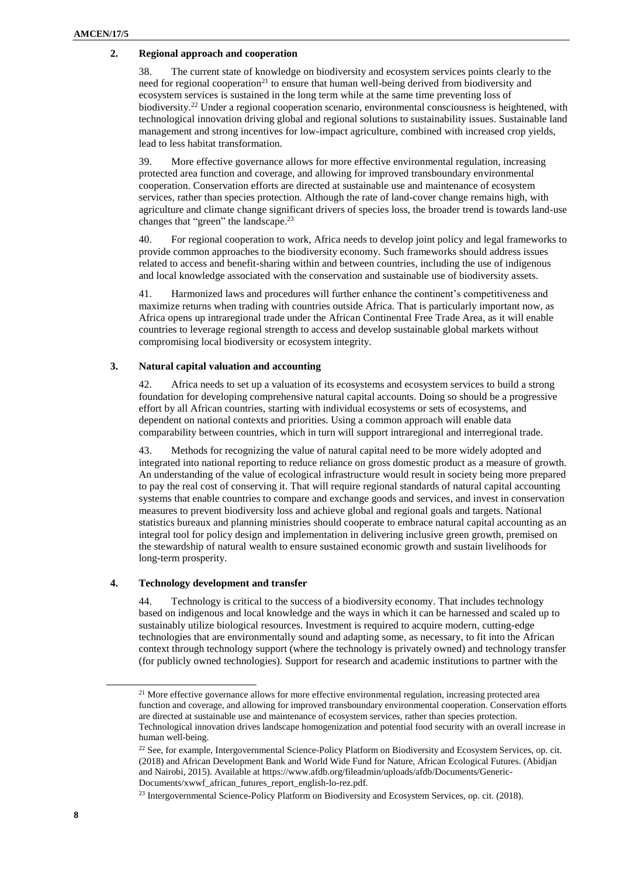## 2. Regional approach and cooperation

38. The current state of knowledge on biodiversity and ecosystem services points clearly to the need for regional cooperation[21] to ensure that human well-being derived from biodiversity and ecosystem services is sustained in the long term while at the same time preventing loss of biodiversity.[22] Under a regional cooperation scenario, environmental consciousness is heightened, with technological innovation driving global and regional solutions to sustainability issues. Sustainable land management and strong incentives for low-impact agriculture, combined with increased crop yields, lead to less habitat transformation.

39. More effective governance allows for more effective environmental regulation, increasing protected area function and coverage, and allowing for improved transboundary environmental cooperation. Conservation efforts are directed at sustainable use and maintenance of ecosystem services, rather than species protection. Although the rate of land-cover change remains high, with agriculture and climate change significant drivers of species loss, the broader trend is towards land-use changes that "green" the landscape.[23]

40. For regional cooperation to work, Africa needs to develop joint policy and legal frameworks to provide common approaches to the biodiversity economy. Such frameworks should address issues related to access and benefit-sharing within and between countries, including the use of indigenous and local knowledge associated with the conservation and sustainable use of biodiversity assets.

41. Harmonized laws and procedures will further enhance the continent's competitiveness and maximize returns when trading with countries outside Africa. That is particularly important now, as Africa opens up intraregional trade under the African Continental Free Trade Area, as it will enable countries to leverage regional strength to access and develop sustainable global markets without compromising local biodiversity or ecosystem integrity.

## 3. Natural capital valuation and accounting

42. Africa needs to set up a valuation of its ecosystems and ecosystem services to build a strong foundation for developing comprehensive natural capital accounts. Doing so should be a progressive effort by all African countries, starting with individual ecosystems or sets of ecosystems, and dependent on national contexts and priorities. Using a common approach will enable data comparability between countries, which in turn will support intraregional and interregional trade.

43. Methods for recognizing the value of natural capital need to be more widely adopted and integrated into national reporting to reduce reliance on gross domestic product as a measure of growth. An understanding of the value of ecological infrastructure would result in society being more prepared to pay the real cost of conserving it. That will require regional standards of natural capital accounting systems that enable countries to compare and exchange goods and services, and invest in conservation measures to prevent biodiversity loss and achieve global and regional goals and targets. National statistics bureaux and planning ministries should cooperate to embrace natural capital accounting as an integral tool for policy design and implementation in delivering inclusive green growth, premised on the stewardship of natural wealth to ensure sustained economic growth and sustain livelihoods for long-term prosperity.

## 4. Technology development and transfer

44. Technology is critical to the success of a biodiversity economy. That includes technology based on indigenous and local knowledge and the ways in which it can be harnessed and scaled up to sustainably utilize biological resources. Investment is required to acquire modern, cutting-edge technologies that are environmentally sound and adapting some, as necessary, to fit into the African context through technology support (where the technology is privately owned) and technology transfer (for publicly owned technologies). Support for research and academic institutions to partner with the

---

[21] More effective governance allows for more effective environmental regulation, increasing protected area function and coverage, and allowing for improved transboundary environmental cooperation. Conservation efforts are directed at sustainable use and maintenance of ecosystem services, rather than species protection. Technological innovation drives landscape homogenization and potential food security with an overall increase in human well-being.

[22] See, for example, Intergovernmental Science-Policy Platform on Biodiversity and Ecosystem Services, op. cit. (2018) and African Development Bank and World Wide Fund for Nature, African Ecological Futures. (Abidjan and Nairobi, 2015). Available at https://www.afdb.org/fileadmin/uploads/afdb/Documents/Generic-Documents/xwwf_african_futures_report_english-lo-rez.pdf.

[23] Intergovernmental Science-Policy Platform on Biodiversity and Ecosystem Services, op. cit. (2018).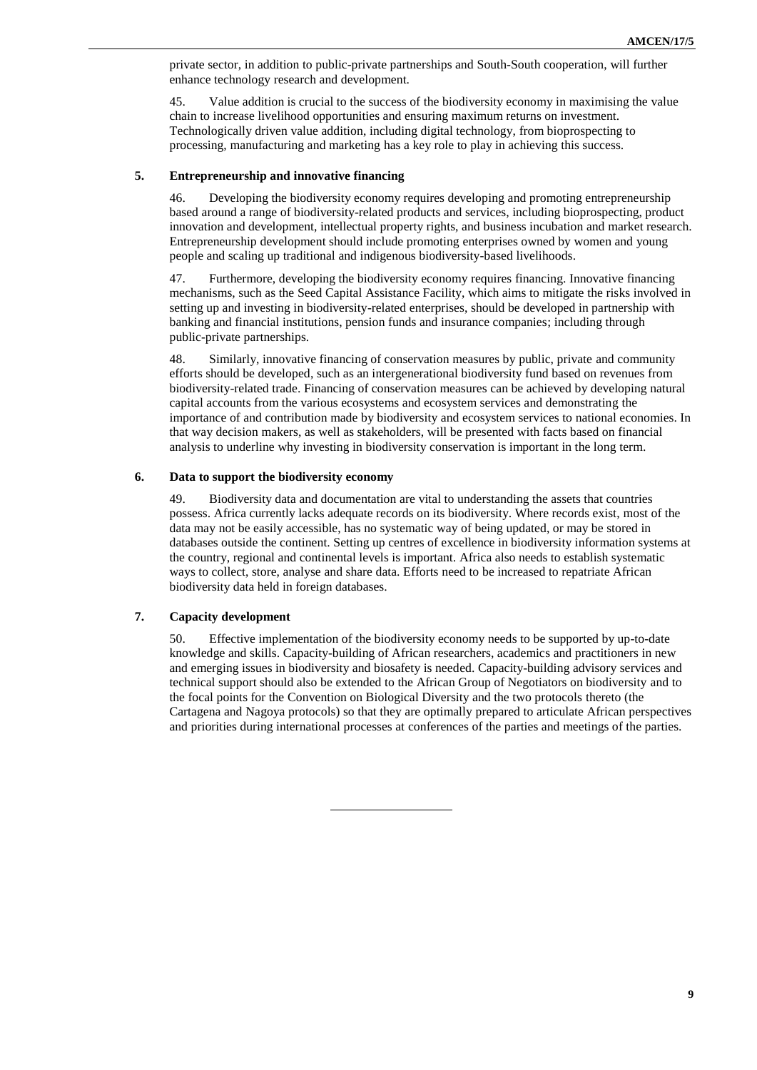private sector, in addition to public-private partnerships and South-South cooperation, will further enhance technology research and development.

45. Value addition is crucial to the success of the biodiversity economy in maximising the value chain to increase livelihood opportunities and ensuring maximum returns on investment. Technologically driven value addition, including digital technology, from bioprospecting to processing, manufacturing and marketing has a key role to play in achieving this success.

### 5. Entrepreneurship and innovative financing

46. Developing the biodiversity economy requires developing and promoting entrepreneurship based around a range of biodiversity-related products and services, including bioprospecting, product innovation and development, intellectual property rights, and business incubation and market research. Entrepreneurship development should include promoting enterprises owned by women and young people and scaling up traditional and indigenous biodiversity-based livelihoods.

47. Furthermore, developing the biodiversity economy requires financing. Innovative financing mechanisms, such as the Seed Capital Assistance Facility, which aims to mitigate the risks involved in setting up and investing in biodiversity-related enterprises, should be developed in partnership with banking and financial institutions, pension funds and insurance companies; including through public-private partnerships.

48. Similarly, innovative financing of conservation measures by public, private and community efforts should be developed, such as an intergenerational biodiversity fund based on revenues from biodiversity-related trade. Financing of conservation measures can be achieved by developing natural capital accounts from the various ecosystems and ecosystem services and demonstrating the importance of and contribution made by biodiversity and ecosystem services to national economies. In that way decision makers, as well as stakeholders, will be presented with facts based on financial analysis to underline why investing in biodiversity conservation is important in the long term.

### 6. Data to support the biodiversity economy

49. Biodiversity data and documentation are vital to understanding the assets that countries possess. Africa currently lacks adequate records on its biodiversity. Where records exist, most of the data may not be easily accessible, has no systematic way of being updated, or may be stored in databases outside the continent. Setting up centres of excellence in biodiversity information systems at the country, regional and continental levels is important. Africa also needs to establish systematic ways to collect, store, analyse and share data. Efforts need to be increased to repatriate African biodiversity data held in foreign databases.

### 7. Capacity development

50. Effective implementation of the biodiversity economy needs to be supported by up-to-date knowledge and skills. Capacity-building of African researchers, academics and practitioners in new and emerging issues in biodiversity and biosafety is needed. Capacity-building advisory services and technical support should also be extended to the African Group of Negotiators on biodiversity and to the focal points for the Convention on Biological Diversity and the two protocols thereto (the Cartagena and Nagoya protocols) so that they are optimally prepared to articulate African perspectives and priorities during international processes at conferences of the parties and meetings of the parties.

---